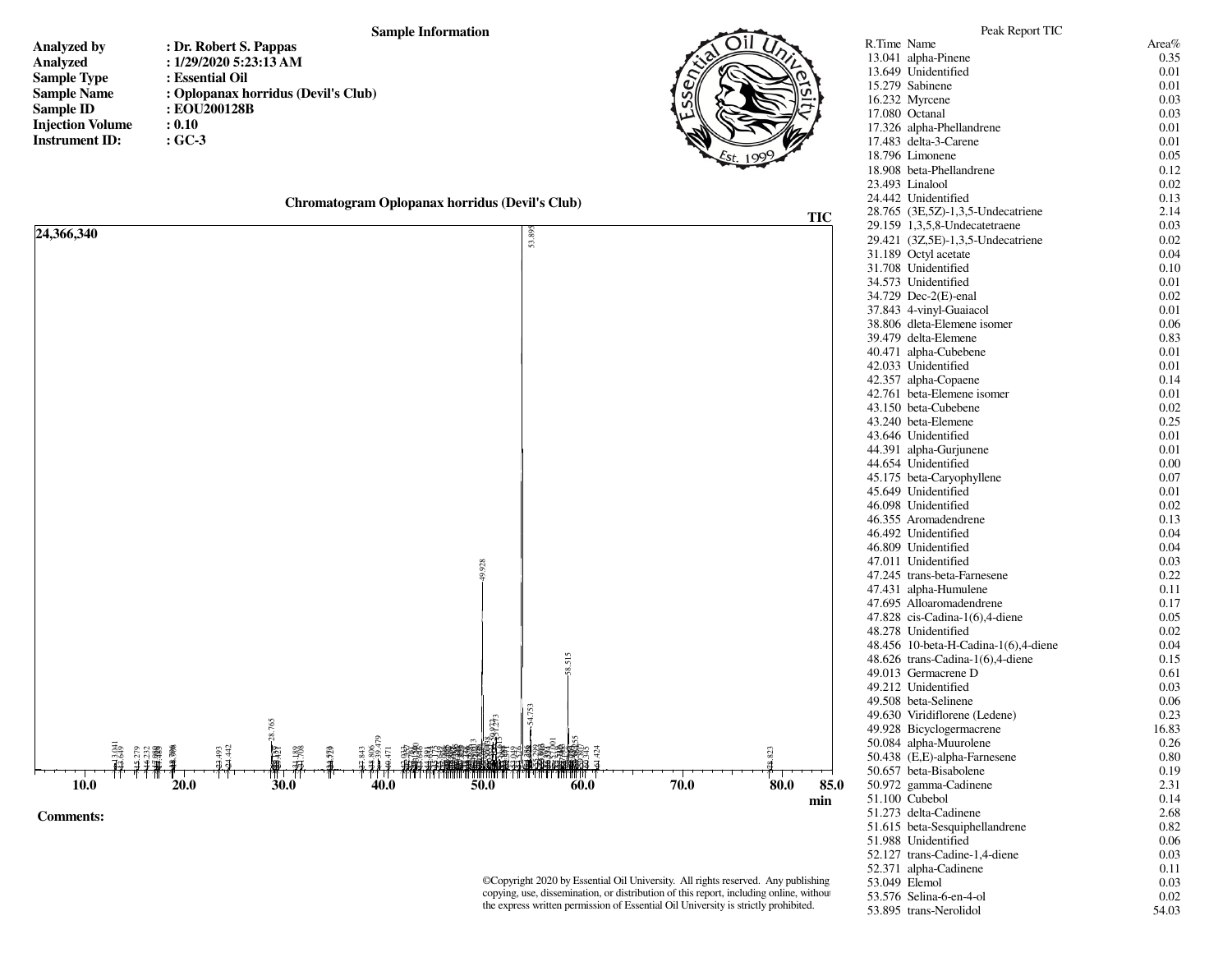## Sample Information

| | |
|---|---|
| **Analyzed by** | **: Dr. Robert S. Pappas** |
| **Analyzed** | **: 1/29/2020 5:23:13 AM** |
| **Sample Type** | **: Essential Oil** |
| **Sample Name** | **: Oplopanax horridus (Devil's Club)** |
| **Sample ID** | **: EOU200128B** |
| **Injection Volume** | **: 0.10** |
| **Instrument ID:** | **: GC-3** |

### Chromatogram Oplopanax horridus (Devil's Club)

**Comments:**

©Copyright 2020 by Essential Oil University. All rights reserved. Any publishing copying, use, dissemination, or distribution of this report, including online, without the express written permission of Essential Oil University is strictly prohibited.

## Peak Report TIC

| R.Time | Name | Area% |
|---|---|---|
| 13.041 | alpha-Pinene | 0.35 |
| 13.649 | Unidentified | 0.01 |
| 15.279 | Sabinene | 0.01 |
| 16.232 | Myrcene | 0.03 |
| 17.080 | Octanal | 0.03 |
| 17.326 | alpha-Phellandrene | 0.01 |
| 17.483 | delta-3-Carene | 0.01 |
| 18.796 | Limonene | 0.05 |
| 18.908 | beta-Phellandrene | 0.12 |
| 23.493 | Linalool | 0.02 |
| 24.442 | Unidentified | 0.13 |
| 28.765 | (3E,5Z)-1,3,5-Undecatriene | 2.14 |
| 29.159 | 1,3,5,8-Undecatetraene | 0.03 |
| 29.421 | (3Z,5E)-1,3,5-Undecatriene | 0.02 |
| 31.189 | Octyl acetate | 0.04 |
| 31.708 | Unidentified | 0.10 |
| 34.573 | Unidentified | 0.01 |
| 34.729 | Dec-2(E)-enal | 0.02 |
| 37.843 | 4-vinyl-Guaiacol | 0.01 |
| 38.806 | dleta-Elemene isomer | 0.06 |
| 39.479 | delta-Elemene | 0.83 |
| 40.471 | alpha-Cubebene | 0.01 |
| 42.033 | Unidentified | 0.01 |
| 42.357 | alpha-Copaene | 0.14 |
| 42.761 | beta-Elemene isomer | 0.01 |
| 43.150 | beta-Cubebene | 0.02 |
| 43.240 | beta-Elemene | 0.25 |
| 43.646 | Unidentified | 0.01 |
| 44.391 | alpha-Gurjunene | 0.01 |
| 44.654 | Unidentified | 0.00 |
| 45.175 | beta-Caryophyllene | 0.07 |
| 45.649 | Unidentified | 0.01 |
| 46.098 | Unidentified | 0.02 |
| 46.355 | Aromadendrene | 0.13 |
| 46.492 | Unidentified | 0.04 |
| 46.809 | Unidentified | 0.04 |
| 47.011 | Unidentified | 0.03 |
| 47.245 | trans-beta-Farnesene | 0.22 |
| 47.431 | alpha-Humulene | 0.11 |
| 47.695 | Alloaromadendrene | 0.17 |
| 47.828 | cis-Cadina-1(6),4-diene | 0.05 |
| 48.278 | Unidentified | 0.02 |
| 48.456 | 10-beta-H-Cadina-1(6),4-diene | 0.04 |
| 48.626 | trans-Cadina-1(6),4-diene | 0.15 |
| 49.013 | Germacrene D | 0.61 |
| 49.212 | Unidentified | 0.03 |
| 49.508 | beta-Selinene | 0.06 |
| 49.630 | Viridiflorene (Ledene) | 0.23 |
| 49.928 | Bicyclogermacrene | 16.83 |
| 50.084 | alpha-Muurolene | 0.26 |
| 50.438 | (E,E)-alpha-Farnesene | 0.80 |
| 50.657 | beta-Bisabolene | 0.19 |
| 50.972 | gamma-Cadinene | 2.31 |
| 51.100 | Cubebol | 0.14 |
| 51.273 | delta-Cadinene | 2.68 |
| 51.615 | beta-Sesquiphellandrene | 0.82 |
| 51.988 | Unidentified | 0.06 |
| 52.127 | trans-Cadine-1,4-diene | 0.03 |
| 52.371 | alpha-Cadinene | 0.11 |
| 53.049 | Elemol | 0.03 |
| 53.576 | Selina-6-en-4-ol | 0.02 |
| 53.895 | trans-Nerolidol | 54.03 |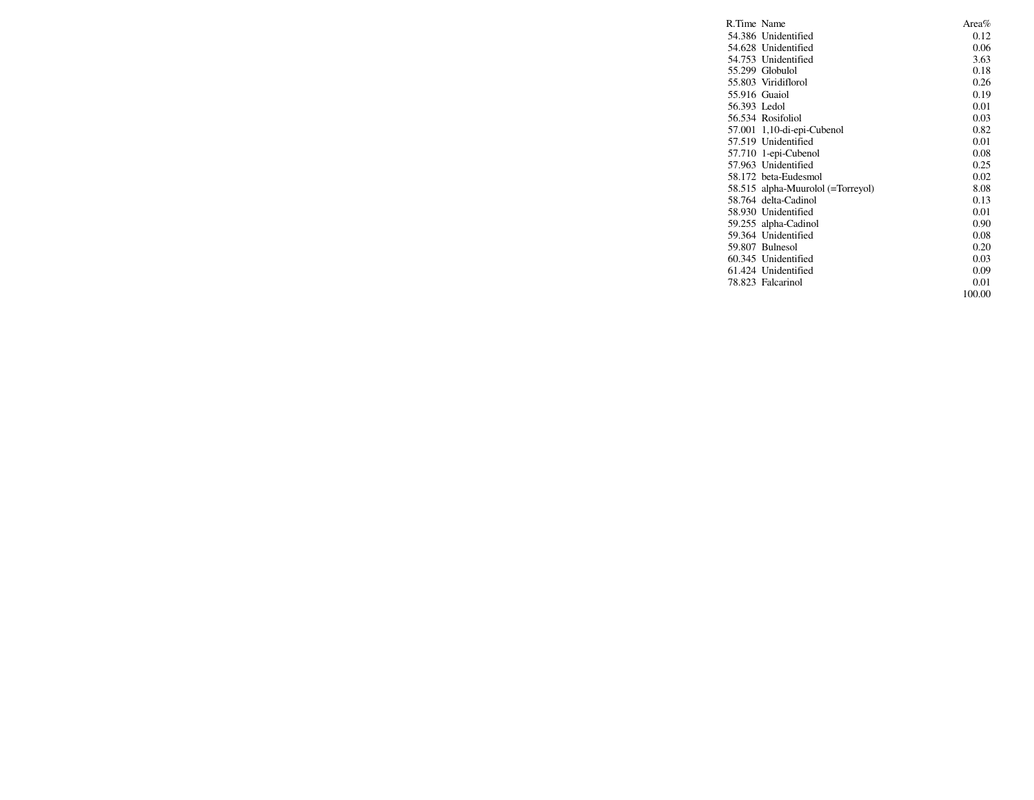| R.Time | Name | Area% |
|---|---|---|
| 54.386 | Unidentified | 0.12 |
| 54.628 | Unidentified | 0.06 |
| 54.753 | Unidentified | 3.63 |
| 55.299 | Globulol | 0.18 |
| 55.803 | Viridiflorol | 0.26 |
| 55.916 | Guaiol | 0.19 |
| 56.393 | Ledol | 0.01 |
| 56.534 | Rosifoliol | 0.03 |
| 57.001 | 1,10-di-epi-Cubenol | 0.82 |
| 57.519 | Unidentified | 0.01 |
| 57.710 | 1-epi-Cubenol | 0.08 |
| 57.963 | Unidentified | 0.25 |
| 58.172 | beta-Eudesmol | 0.02 |
| 58.515 | alpha-Muurolol (=Torreyol) | 8.08 |
| 58.764 | delta-Cadinol | 0.13 |
| 58.930 | Unidentified | 0.01 |
| 59.255 | alpha-Cadinol | 0.90 |
| 59.364 | Unidentified | 0.08 |
| 59.807 | Bulnesol | 0.20 |
| 60.345 | Unidentified | 0.03 |
| 61.424 | Unidentified | 0.09 |
| 78.823 | Falcarinol | 0.01 |
| | | 100.00 |